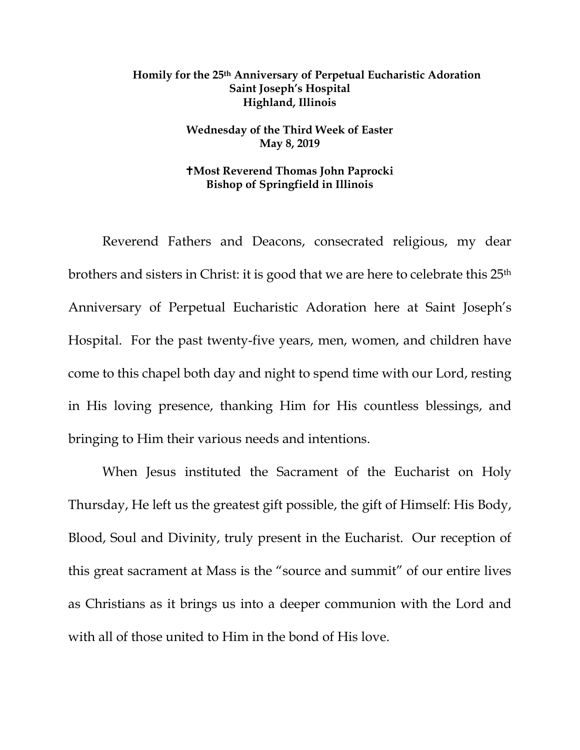**Homily for the 25th Anniversary of Perpetual Eucharistic Adoration**
**Saint Joseph's Hospital**
**Highland, Illinois**

**Wednesday of the Third Week of Easter**
**May 8, 2019**

**✝Most Reverend Thomas John Paprocki**
**Bishop of Springfield in Illinois**

Reverend Fathers and Deacons, consecrated religious, my dear brothers and sisters in Christ: it is good that we are here to celebrate this 25th Anniversary of Perpetual Eucharistic Adoration here at Saint Joseph's Hospital. For the past twenty-five years, men, women, and children have come to this chapel both day and night to spend time with our Lord, resting in His loving presence, thanking Him for His countless blessings, and bringing to Him their various needs and intentions.

When Jesus instituted the Sacrament of the Eucharist on Holy Thursday, He left us the greatest gift possible, the gift of Himself: His Body, Blood, Soul and Divinity, truly present in the Eucharist. Our reception of this great sacrament at Mass is the "source and summit" of our entire lives as Christians as it brings us into a deeper communion with the Lord and with all of those united to Him in the bond of His love.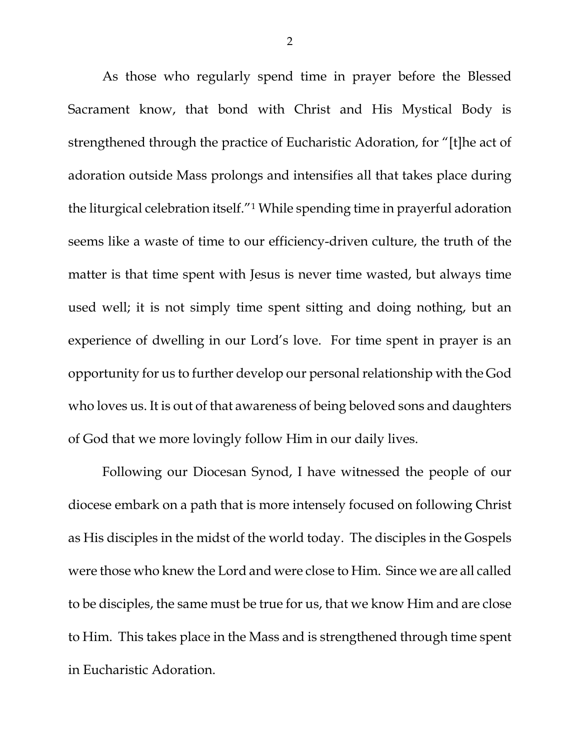As those who regularly spend time in prayer before the Blessed Sacrament know, that bond with Christ and His Mystical Body is strengthened through the practice of Eucharistic Adoration, for "[t]he act of adoration outside Mass prolongs and intensifies all that takes place during the liturgical celebration itself."[1] While spending time in prayerful adoration seems like a waste of time to our efficiency-driven culture, the truth of the matter is that time spent with Jesus is never time wasted, but always time used well; it is not simply time spent sitting and doing nothing, but an experience of dwelling in our Lord's love. For time spent in prayer is an opportunity for us to further develop our personal relationship with the God who loves us. It is out of that awareness of being beloved sons and daughters of God that we more lovingly follow Him in our daily lives.

Following our Diocesan Synod, I have witnessed the people of our diocese embark on a path that is more intensely focused on following Christ as His disciples in the midst of the world today. The disciples in the Gospels were those who knew the Lord and were close to Him. Since we are all called to be disciples, the same must be true for us, that we know Him and are close to Him. This takes place in the Mass and is strengthened through time spent in Eucharistic Adoration.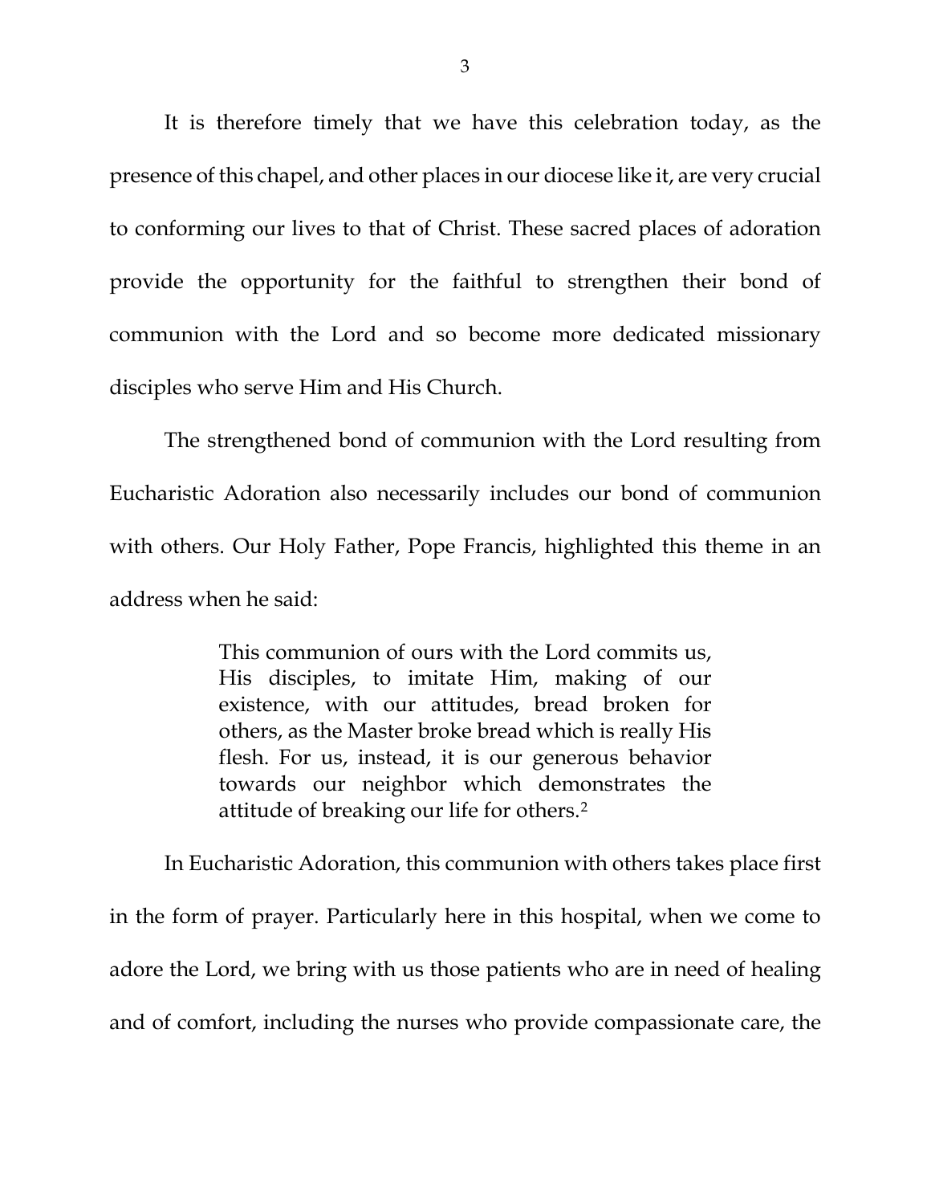It is therefore timely that we have this celebration today, as the presence of this chapel, and other places in our diocese like it, are very crucial to conforming our lives to that of Christ. These sacred places of adoration provide the opportunity for the faithful to strengthen their bond of communion with the Lord and so become more dedicated missionary disciples who serve Him and His Church.

The strengthened bond of communion with the Lord resulting from Eucharistic Adoration also necessarily includes our bond of communion with others. Our Holy Father, Pope Francis, highlighted this theme in an address when he said:

> This communion of ours with the Lord commits us, His disciples, to imitate Him, making of our existence, with our attitudes, bread broken for others, as the Master broke bread which is really His flesh. For us, instead, it is our generous behavior towards our neighbor which demonstrates the attitude of breaking our life for others.[2]

In Eucharistic Adoration, this communion with others takes place first in the form of prayer. Particularly here in this hospital, when we come to adore the Lord, we bring with us those patients who are in need of healing and of comfort, including the nurses who provide compassionate care, the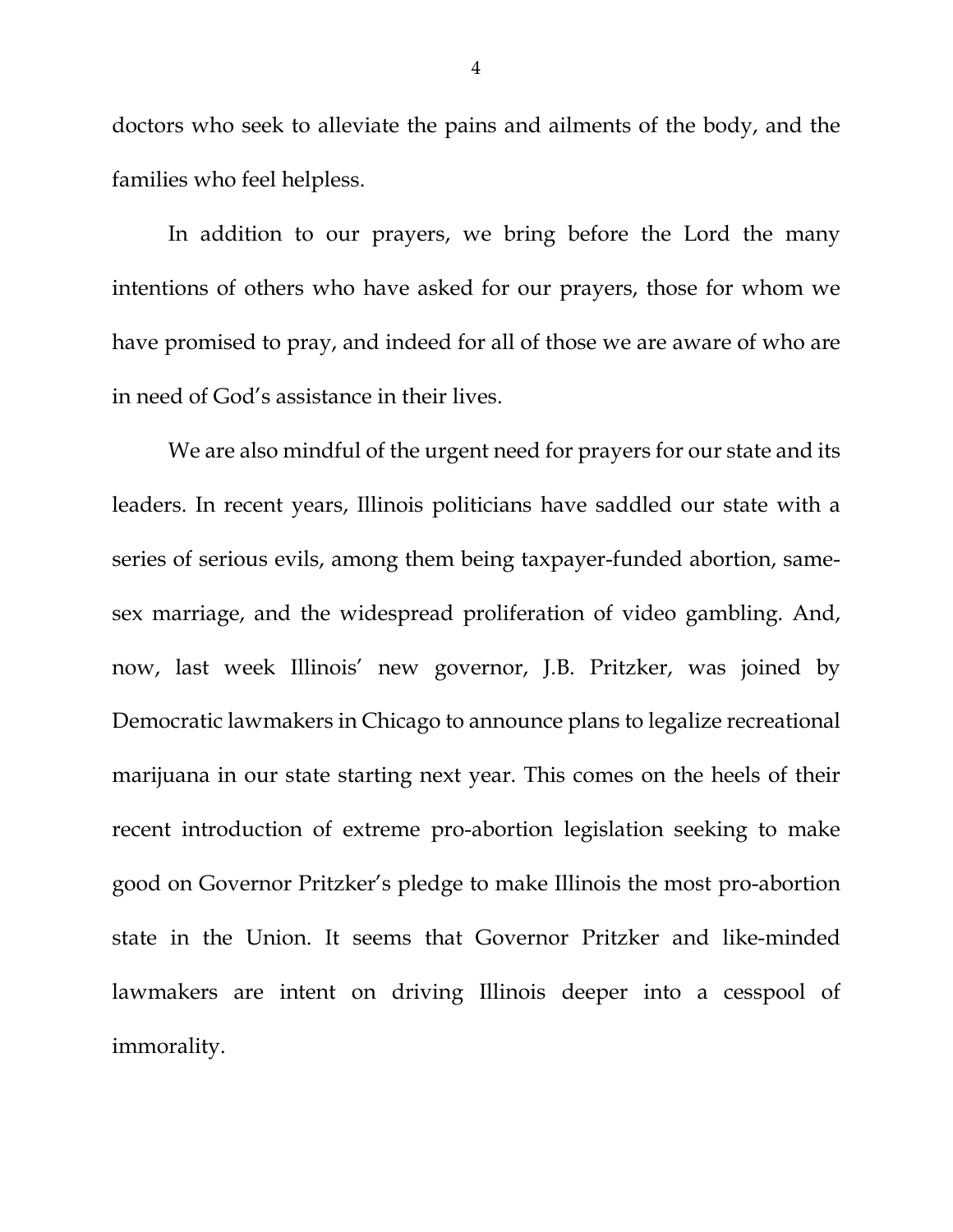doctors who seek to alleviate the pains and ailments of the body, and the families who feel helpless.

In addition to our prayers, we bring before the Lord the many intentions of others who have asked for our prayers, those for whom we have promised to pray, and indeed for all of those we are aware of who are in need of God's assistance in their lives.

We are also mindful of the urgent need for prayers for our state and its leaders. In recent years, Illinois politicians have saddled our state with a series of serious evils, among them being taxpayer-funded abortion, same-sex marriage, and the widespread proliferation of video gambling. And, now, last week Illinois' new governor, J.B. Pritzker, was joined by Democratic lawmakers in Chicago to announce plans to legalize recreational marijuana in our state starting next year. This comes on the heels of their recent introduction of extreme pro-abortion legislation seeking to make good on Governor Pritzker's pledge to make Illinois the most pro-abortion state in the Union. It seems that Governor Pritzker and like-minded lawmakers are intent on driving Illinois deeper into a cesspool of immorality.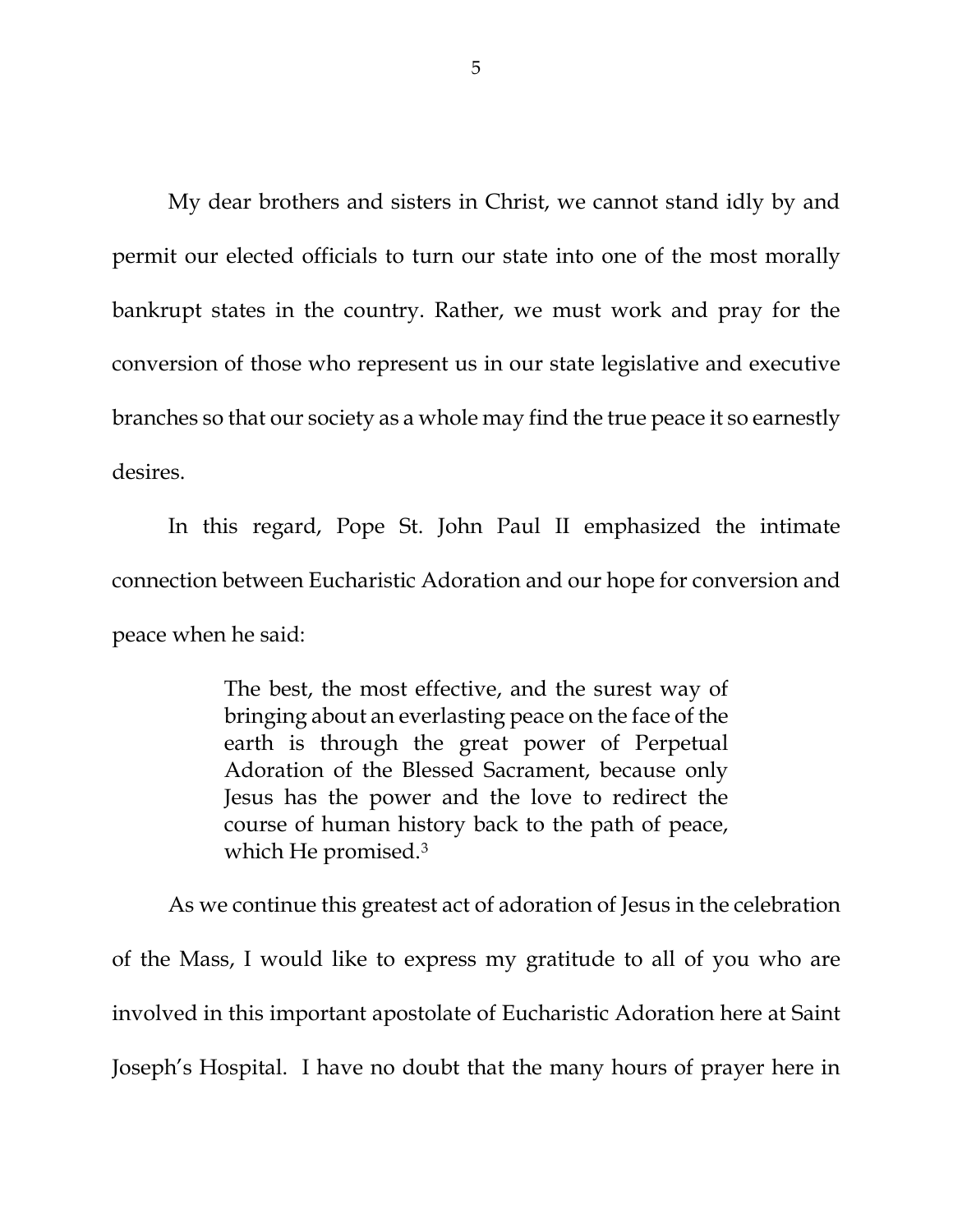My dear brothers and sisters in Christ, we cannot stand idly by and permit our elected officials to turn our state into one of the most morally bankrupt states in the country. Rather, we must work and pray for the conversion of those who represent us in our state legislative and executive branches so that our society as a whole may find the true peace it so earnestly desires.

In this regard, Pope St. John Paul II emphasized the intimate connection between Eucharistic Adoration and our hope for conversion and peace when he said:

> The best, the most effective, and the surest way of bringing about an everlasting peace on the face of the earth is through the great power of Perpetual Adoration of the Blessed Sacrament, because only Jesus has the power and the love to redirect the course of human history back to the path of peace, which He promised.[3]

As we continue this greatest act of adoration of Jesus in the celebration of the Mass, I would like to express my gratitude to all of you who are involved in this important apostolate of Eucharistic Adoration here at Saint Joseph's Hospital. I have no doubt that the many hours of prayer here in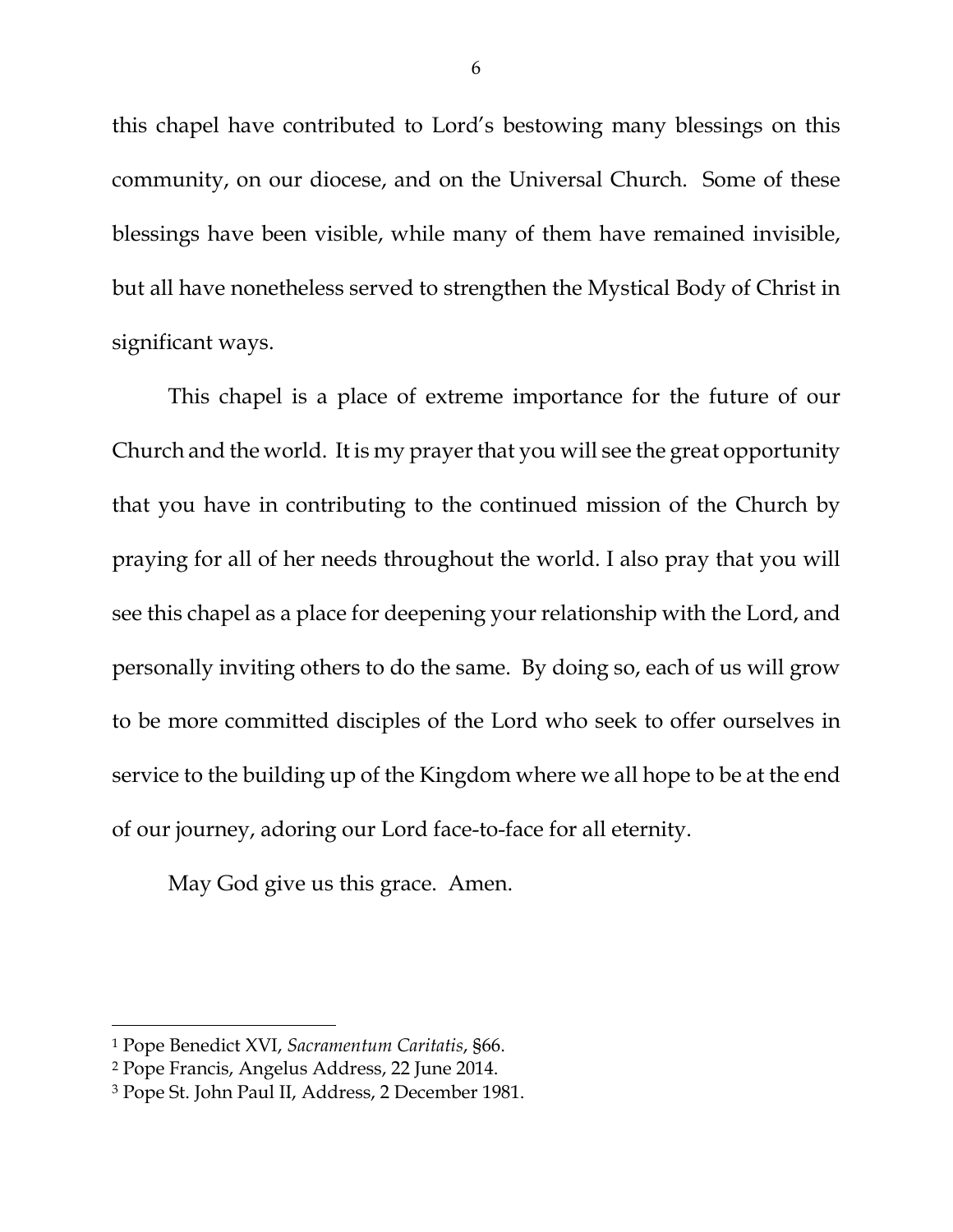this chapel have contributed to Lord's bestowing many blessings on this community, on our diocese, and on the Universal Church. Some of these blessings have been visible, while many of them have remained invisible, but all have nonetheless served to strengthen the Mystical Body of Christ in significant ways.

This chapel is a place of extreme importance for the future of our Church and the world. It is my prayer that you will see the great opportunity that you have in contributing to the continued mission of the Church by praying for all of her needs throughout the world. I also pray that you will see this chapel as a place for deepening your relationship with the Lord, and personally inviting others to do the same. By doing so, each of us will grow to be more committed disciples of the Lord who seek to offer ourselves in service to the building up of the Kingdom where we all hope to be at the end of our journey, adoring our Lord face-to-face for all eternity.

May God give us this grace. Amen.

---

[1] Pope Benedict XVI, *Sacramentum Caritatis*, §66.

[2] Pope Francis, Angelus Address, 22 June 2014.

[3] Pope St. John Paul II, Address, 2 December 1981.